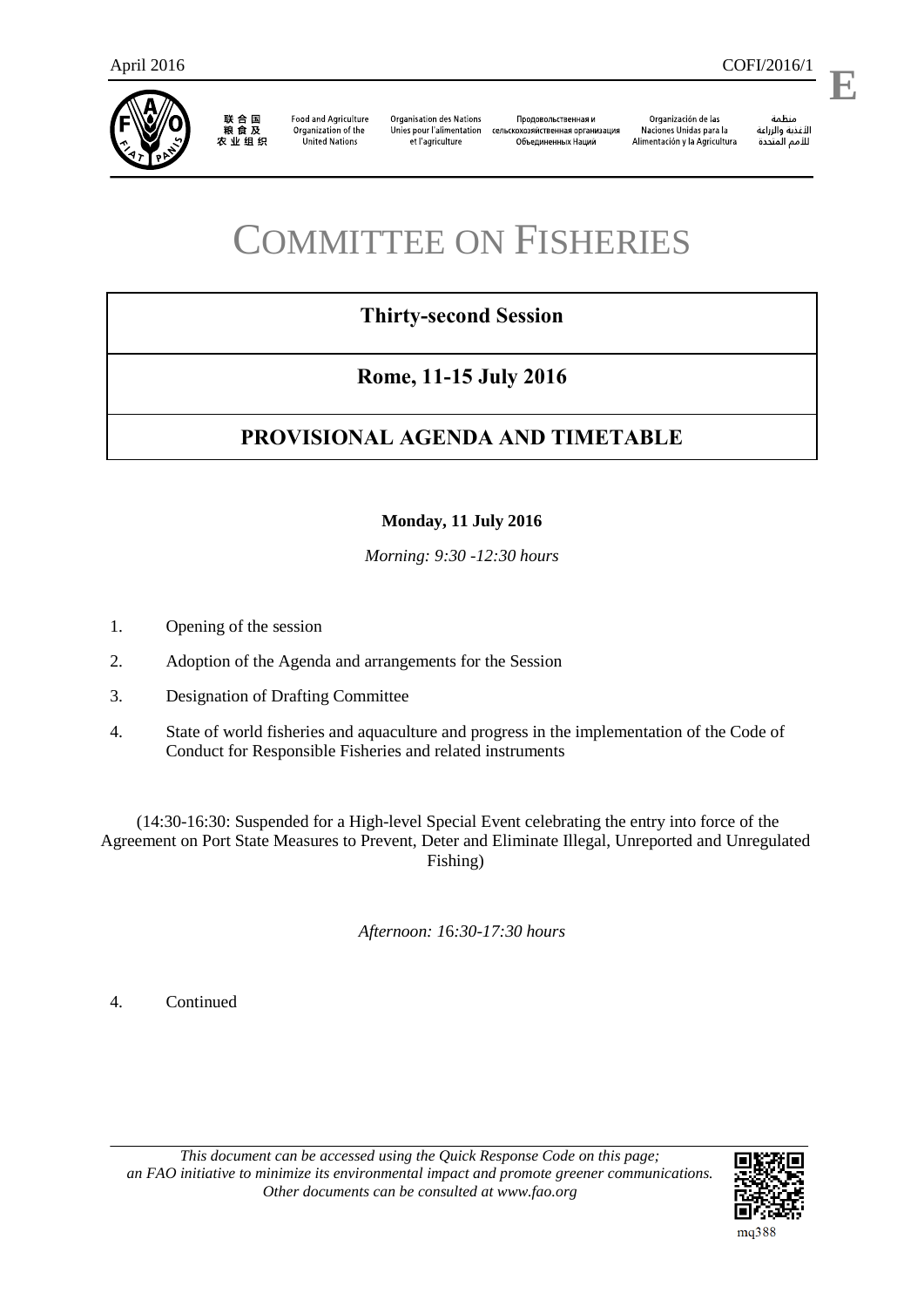April 2016 COFI/2016/1

E

联合国粮食及农业组织 Food and Agriculture Organization of the United Nations Organisation des Nations Unies pour l'alimentation et l'agriculture Продовольственная и сельскохозяйственная организация Объединенных Наций Organización de las Naciones Unidas para la Alimentación y la Agricultura منظمة الأغذية والزراعة للأمم المتحدة

# COMMITTEE ON FISHERIES

## Thirty-second Session

## Rome, 11-15 July 2016

## PROVISIONAL AGENDA AND TIMETABLE

**Monday, 11 July 2016**

*Morning: 9:30 -12:30 hours*

1. Opening of the session
2. Adoption of the Agenda and arrangements for the Session
3. Designation of Drafting Committee
4. State of world fisheries and aquaculture and progress in the implementation of the Code of Conduct for Responsible Fisheries and related instruments

(14:30-16:30: Suspended for a High-level Special Event celebrating the entry into force of the Agreement on Port State Measures to Prevent, Deter and Eliminate Illegal, Unreported and Unregulated Fishing)

*Afternoon: 16:30-17:30 hours*

4. Continued

*This document can be accessed using the Quick Response Code on this page; an FAO initiative to minimize its environmental impact and promote greener communications. Other documents can be consulted at www.fao.org*

mq388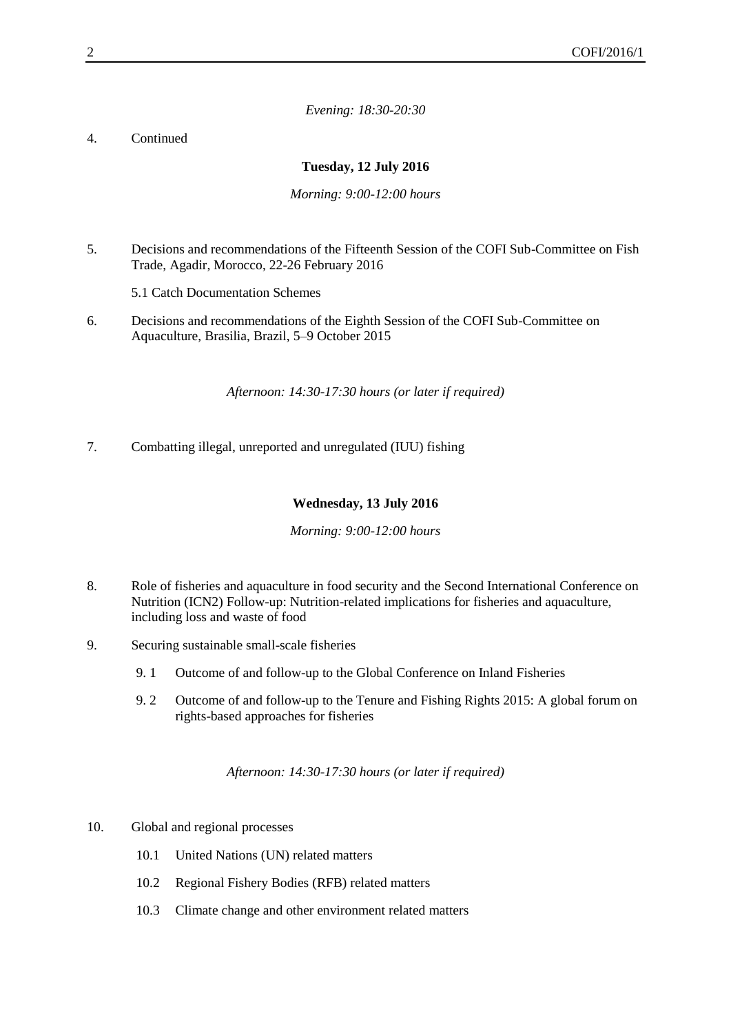*Evening: 18:30-20:30*

4. Continued

**Tuesday, 12 July 2016**

*Morning: 9:00-12:00 hours*

5. Decisions and recommendations of the Fifteenth Session of the COFI Sub-Committee on Fish Trade, Agadir, Morocco, 22-26 February 2016

   5.1 Catch Documentation Schemes

6. Decisions and recommendations of the Eighth Session of the COFI Sub-Committee on Aquaculture, Brasilia, Brazil, 5–9 October 2015

*Afternoon: 14:30-17:30 hours (or later if required)*

7. Combatting illegal, unreported and unregulated (IUU) fishing

**Wednesday, 13 July 2016**

*Morning: 9:00-12:00 hours*

8. Role of fisheries and aquaculture in food security and the Second International Conference on Nutrition (ICN2) Follow-up: Nutrition-related implications for fisheries and aquaculture, including loss and waste of food

9. Securing sustainable small-scale fisheries

   9. 1 Outcome of and follow-up to the Global Conference on Inland Fisheries

   9. 2 Outcome of and follow-up to the Tenure and Fishing Rights 2015: A global forum on rights-based approaches for fisheries

*Afternoon: 14:30-17:30 hours (or later if required)*

10. Global and regional processes

    10.1 United Nations (UN) related matters

    10.2 Regional Fishery Bodies (RFB) related matters

    10.3 Climate change and other environment related matters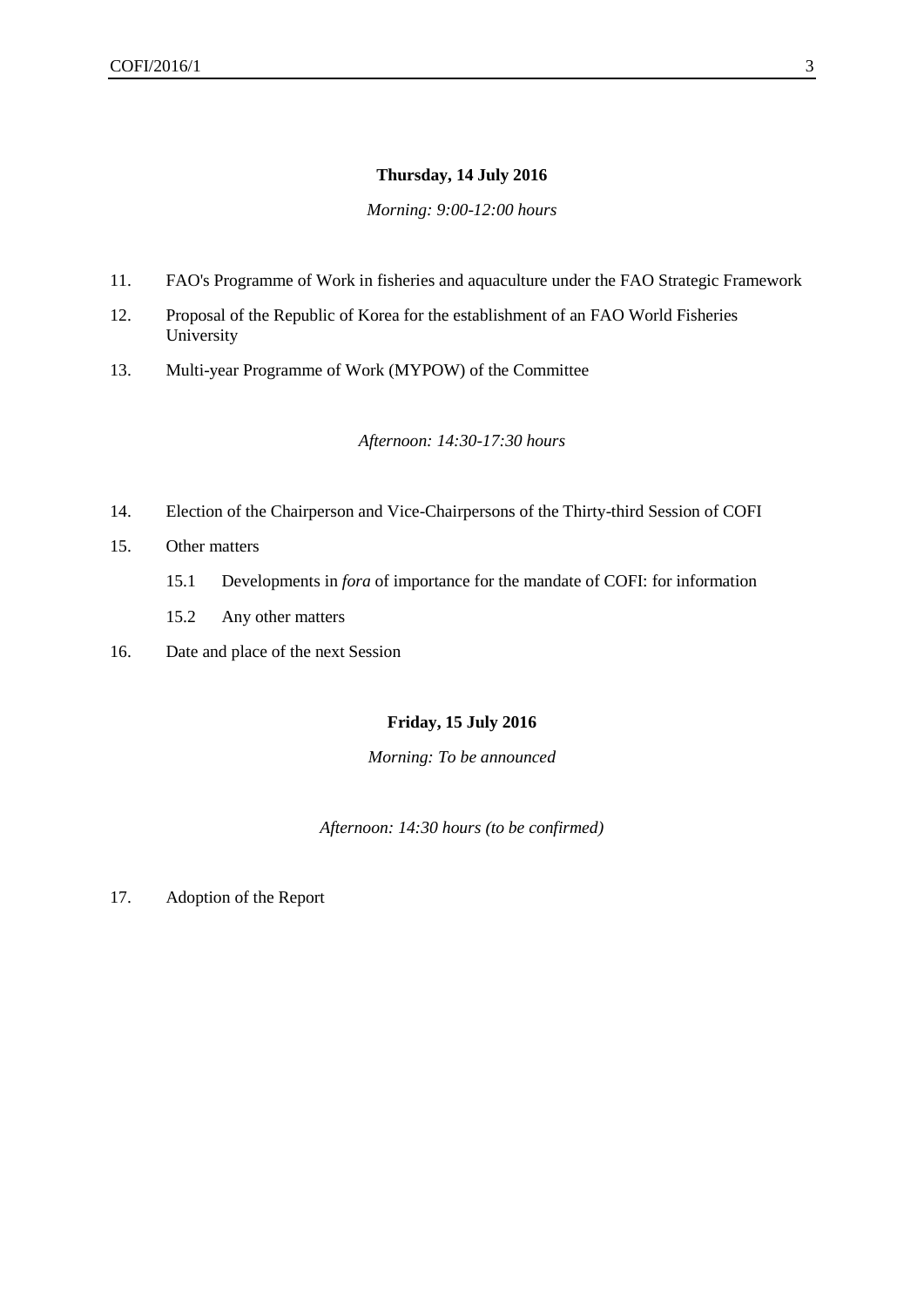**Thursday, 14 July 2016**

*Morning: 9:00-12:00 hours*

11. FAO's Programme of Work in fisheries and aquaculture under the FAO Strategic Framework

12. Proposal of the Republic of Korea for the establishment of an FAO World Fisheries University

13. Multi-year Programme of Work (MYPOW) of the Committee

*Afternoon: 14:30-17:30 hours*

14. Election of the Chairperson and Vice-Chairpersons of the Thirty-third Session of COFI

15. Other matters

    15.1 Developments in *fora* of importance for the mandate of COFI: for information

    15.2 Any other matters

16. Date and place of the next Session

**Friday, 15 July 2016**

*Morning: To be announced*

*Afternoon: 14:30 hours (to be confirmed)*

17. Adoption of the Report